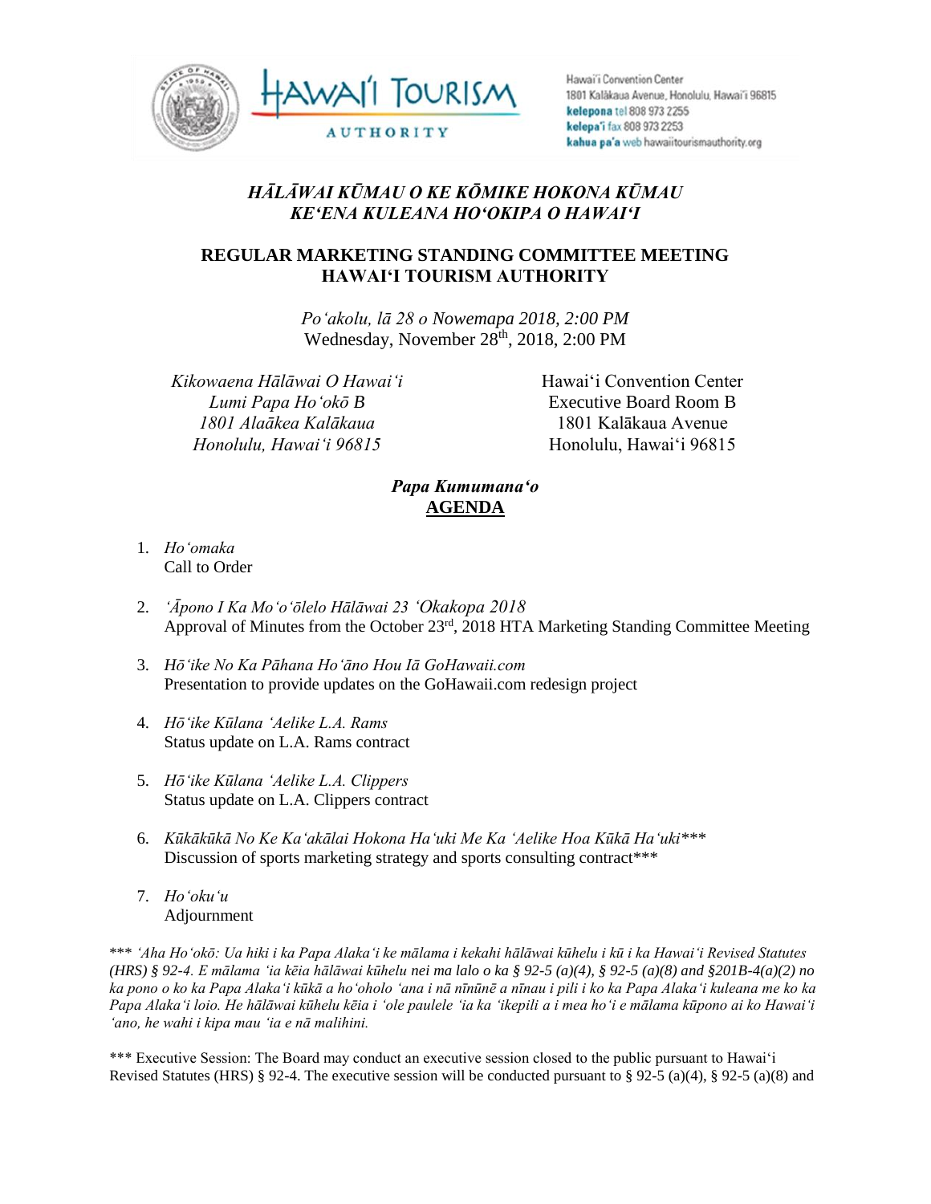Hawaiʻi Convention Center
1801 Kalākaua Avenue, Honolulu, Hawaiʻi 96815
**kelepona** tel 808 973 2255
**kelepaʻi** fax 808 973 2253
**kahua paʻa** web hawaiitourismauthority.org

## *HĀLĀWAI KŪMAU O KE KŌMIKE HOKONA KŪMAU*
## *KEʻENA KULEANA HOʻOKIPA O HAWAIʻI*

## REGULAR MARKETING STANDING COMMITTEE MEETING
## HAWAIʻI TOURISM AUTHORITY

*Poʻakolu, lā 28 o Nowemapa 2018, 2:00 PM*
Wednesday, November 28th, 2018, 2:00 PM

*Kikowaena Hālāwai O Hawaiʻi*
*Lumi Papa Hoʻokō B*
*1801 Alaākea Kalākaua*
*Honolulu, Hawaiʻi 96815*

Hawaiʻi Convention Center
Executive Board Room B
1801 Kalākaua Avenue
Honolulu, Hawaiʻi 96815

### *Papa Kumumanaʻo*
### AGENDA

1. *Hoʻomaka*
   Call to Order

2. *ʻĀpono I Ka Moʻoʻōlelo Hālāwai 23 ʻOkakopa 2018*
   Approval of Minutes from the October 23rd, 2018 HTA Marketing Standing Committee Meeting

3. *Hōʻike No Ka Pāhana Hoʻāno Hou Iā GoHawaii.com*
   Presentation to provide updates on the GoHawaii.com redesign project

4. *Hōʻike Kūlana ʻAelike L.A. Rams*
   Status update on L.A. Rams contract

5. *Hōʻike Kūlana ʻAelike L.A. Clippers*
   Status update on L.A. Clippers contract

6. *Kūkākūkā No Ke Kaʻakālai Hokona Haʻuki Me Ka ʻAelike Hoa Kūkā Haʻuki****
   Discussion of sports marketing strategy and sports consulting contract***

7. *Hoʻokuʻu*
   Adjournment

*\*\*\* ʻAha Hoʻokō: Ua hiki i ka Papa Alakaʻi ke mālama i kekahi hālāwai kūhelu i kū i ka Hawaiʻi Revised Statutes (HRS) § 92-4. E mālama ʻia kēia hālāwai kūhelu nei ma lalo o ka § 92-5 (a)(4), § 92-5 (a)(8) and §201B-4(a)(2) no ka pono o ko ka Papa Alakaʻi kūkā a hoʻoholo ʻana i nā nīnūnē a nīnau i pili i ko ka Papa Alakaʻi kuleana me ko ka Papa Alakaʻi loio. He hālāwai kūhelu kēia i ʻole paulele ʻia ka ʻikepili a i mea hoʻi e mālama kūpono ai ko Hawaiʻi ʻano, he wahi i kipa mau ʻia e nā malihini.*

\*\*\* Executive Session: The Board may conduct an executive session closed to the public pursuant to Hawaiʻi Revised Statutes (HRS) § 92-4. The executive session will be conducted pursuant to § 92-5 (a)(4), § 92-5 (a)(8) and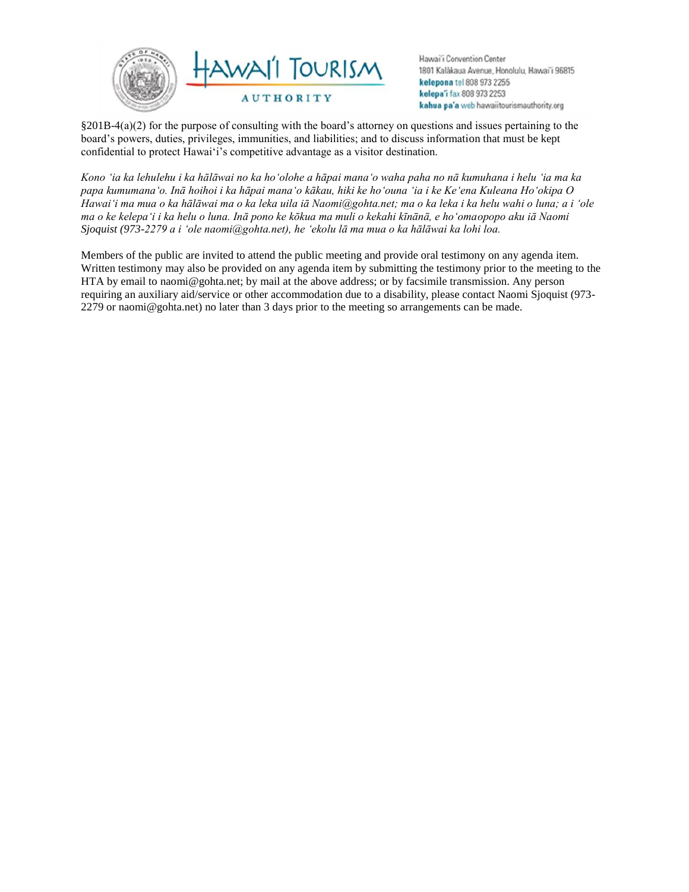§201B-4(a)(2) for the purpose of consulting with the board's attorney on questions and issues pertaining to the board's powers, duties, privileges, immunities, and liabilities; and to discuss information that must be kept confidential to protect Hawai'i's competitive advantage as a visitor destination.

*Kono 'ia ka lehulehu i ka hālāwai no ka ho'olohe a hāpai mana'o waha paha no nā kumuhana i helu 'ia ma ka papa kumumana'o. Inā hoihoi i ka hāpai mana'o kākau, hiki ke ho'ouna 'ia i ke Ke'ena Kuleana Ho'okipa O Hawai'i ma mua o ka hālāwai ma o ka leka uila iā Naomi@gohta.net; ma o ka leka i ka helu wahi o luna; a i 'ole ma o ke kelepa'i i ka helu o luna. Inā pono ke kōkua ma muli o kekahi kīnānā, e ho'omaopopo aku iā Naomi Sjoquist (973-2279 a i 'ole naomi@gohta.net), he 'ekolu lā ma mua o ka hālāwai ka lohi loa.*

Members of the public are invited to attend the public meeting and provide oral testimony on any agenda item. Written testimony may also be provided on any agenda item by submitting the testimony prior to the meeting to the HTA by email to naomi@gohta.net; by mail at the above address; or by facsimile transmission. Any person requiring an auxiliary aid/service or other accommodation due to a disability, please contact Naomi Sjoquist (973-2279 or naomi@gohta.net) no later than 3 days prior to the meeting so arrangements can be made.